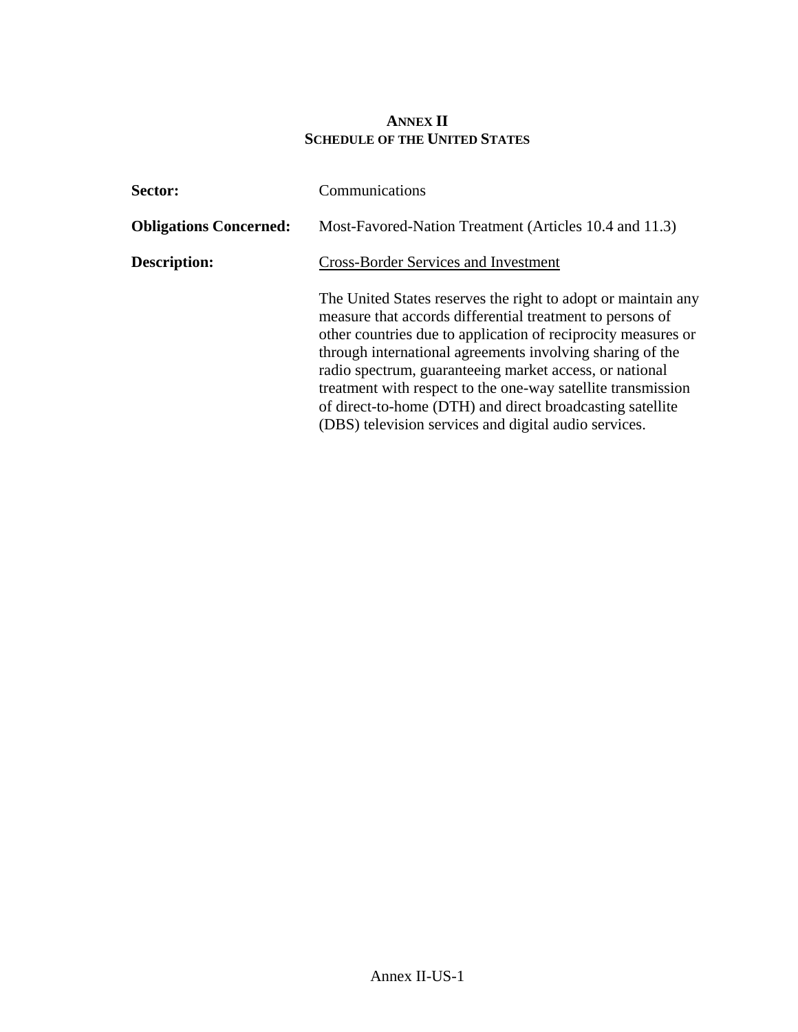# ANNEX II
## SCHEDULE OF THE UNITED STATES

**Sector:** Communications

**Obligations Concerned:** Most-Favored-Nation Treatment (Articles 10.4 and 11.3)

**Description:** Cross-Border Services and Investment

The United States reserves the right to adopt or maintain any measure that accords differential treatment to persons of other countries due to application of reciprocity measures or through international agreements involving sharing of the radio spectrum, guaranteeing market access, or national treatment with respect to the one-way satellite transmission of direct-to-home (DTH) and direct broadcasting satellite (DBS) television services and digital audio services.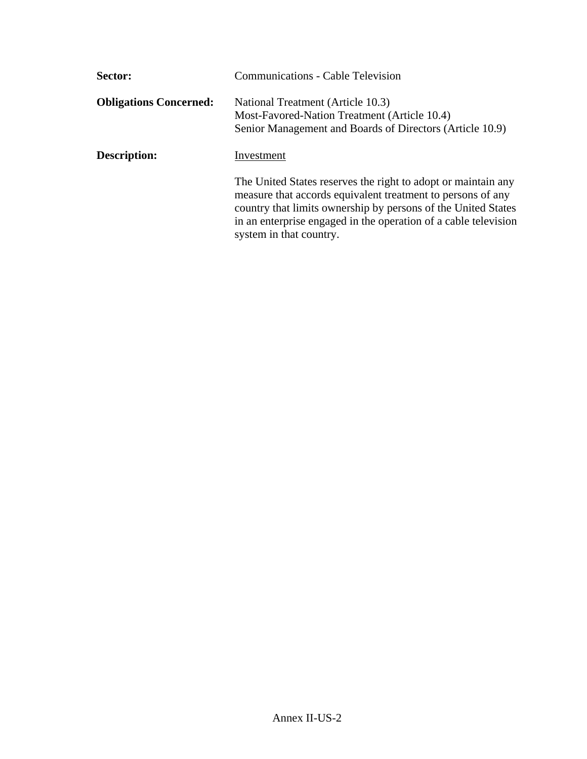**Sector:** Communications - Cable Television

**Obligations Concerned:** National Treatment (Article 10.3)
Most-Favored-Nation Treatment (Article 10.4)
Senior Management and Boards of Directors (Article 10.9)

**Description:** <u>Investment</u>

The United States reserves the right to adopt or maintain any measure that accords equivalent treatment to persons of any country that limits ownership by persons of the United States in an enterprise engaged in the operation of a cable television system in that country.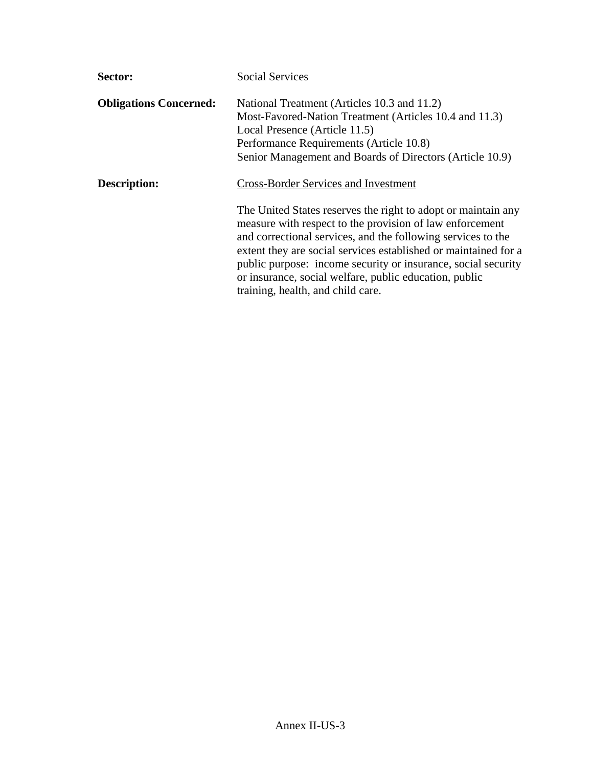**Sector:** Social Services

**Obligations Concerned:** National Treatment (Articles 10.3 and 11.2)
Most-Favored-Nation Treatment (Articles 10.4 and 11.3)
Local Presence (Article 11.5)
Performance Requirements (Article 10.8)
Senior Management and Boards of Directors (Article 10.9)

**Description:** <u>Cross-Border Services and Investment</u>

The United States reserves the right to adopt or maintain any measure with respect to the provision of law enforcement and correctional services, and the following services to the extent they are social services established or maintained for a public purpose: income security or insurance, social security or insurance, social welfare, public education, public training, health, and child care.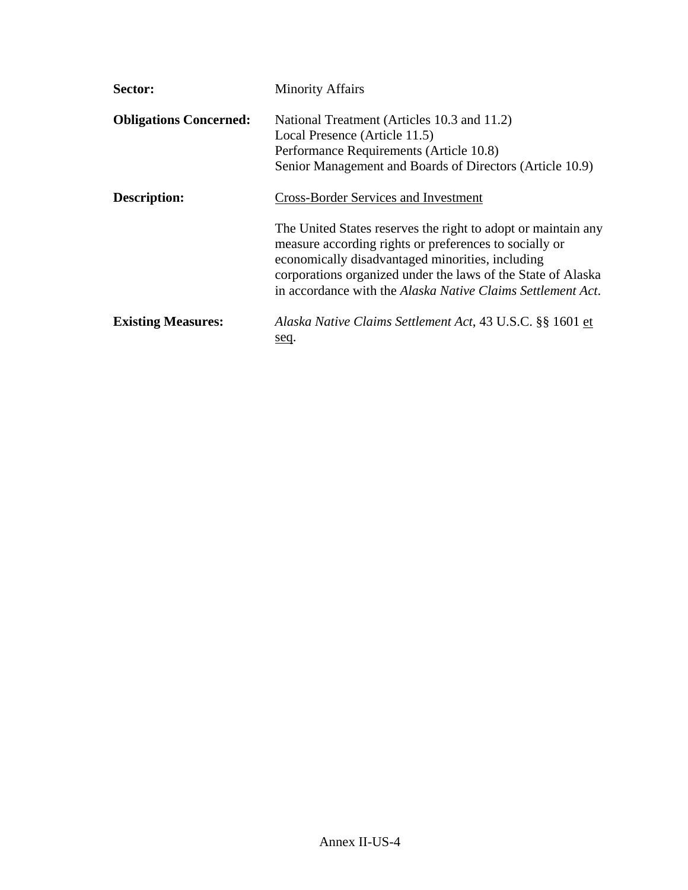**Sector:** Minority Affairs

**Obligations Concerned:** National Treatment (Articles 10.3 and 11.2)
Local Presence (Article 11.5)
Performance Requirements (Article 10.8)
Senior Management and Boards of Directors (Article 10.9)

**Description:** Cross-Border Services and Investment

The United States reserves the right to adopt or maintain any measure according rights or preferences to socially or economically disadvantaged minorities, including corporations organized under the laws of the State of Alaska in accordance with the *Alaska Native Claims Settlement Act*.

**Existing Measures:** *Alaska Native Claims Settlement Act*, 43 U.S.C. §§ 1601 et seq.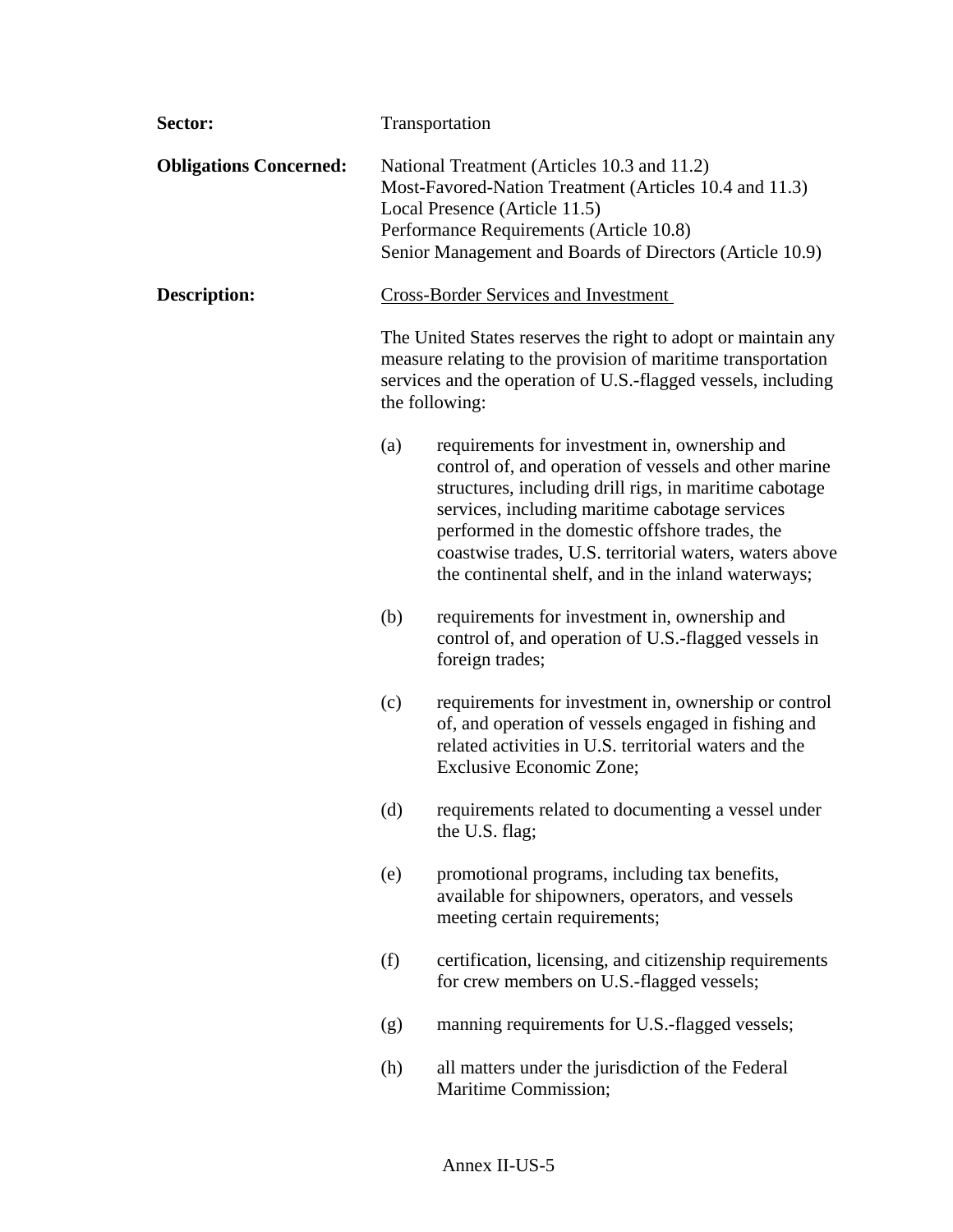**Sector:** Transportation

**Obligations Concerned:** National Treatment (Articles 10.3 and 11.2)
Most-Favored-Nation Treatment (Articles 10.4 and 11.3)
Local Presence (Article 11.5)
Performance Requirements (Article 10.8)
Senior Management and Boards of Directors (Article 10.9)

**Description:** Cross-Border Services and Investment

The United States reserves the right to adopt or maintain any measure relating to the provision of maritime transportation services and the operation of U.S.-flagged vessels, including the following:

(a) requirements for investment in, ownership and control of, and operation of vessels and other marine structures, including drill rigs, in maritime cabotage services, including maritime cabotage services performed in the domestic offshore trades, the coastwise trades, U.S. territorial waters, waters above the continental shelf, and in the inland waterways;

(b) requirements for investment in, ownership and control of, and operation of U.S.-flagged vessels in foreign trades;

(c) requirements for investment in, ownership or control of, and operation of vessels engaged in fishing and related activities in U.S. territorial waters and the Exclusive Economic Zone;

(d) requirements related to documenting a vessel under the U.S. flag;

(e) promotional programs, including tax benefits, available for shipowners, operators, and vessels meeting certain requirements;

(f) certification, licensing, and citizenship requirements for crew members on U.S.-flagged vessels;

(g) manning requirements for U.S.-flagged vessels;

(h) all matters under the jurisdiction of the Federal Maritime Commission;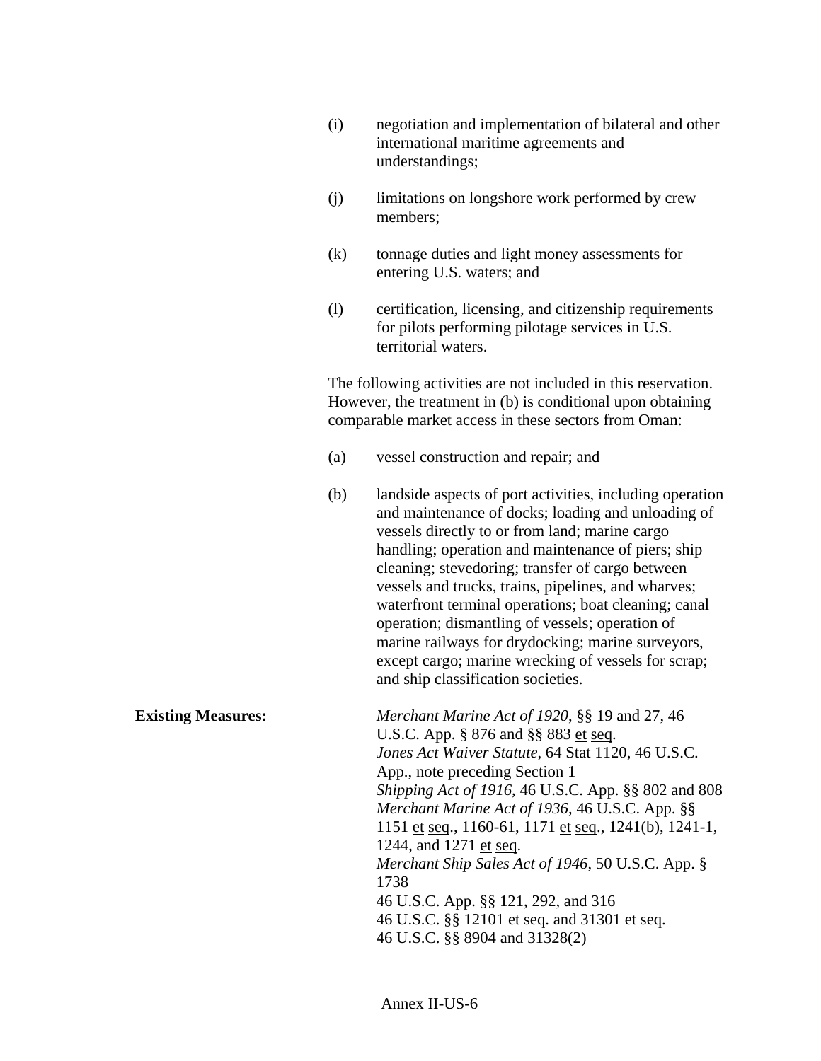(i) negotiation and implementation of bilateral and other international maritime agreements and understandings;

(j) limitations on longshore work performed by crew members;

(k) tonnage duties and light money assessments for entering U.S. waters; and

(l) certification, licensing, and citizenship requirements for pilots performing pilotage services in U.S. territorial waters.

The following activities are not included in this reservation. However, the treatment in (b) is conditional upon obtaining comparable market access in these sectors from Oman:

(a) vessel construction and repair; and

(b) landside aspects of port activities, including operation and maintenance of docks; loading and unloading of vessels directly to or from land; marine cargo handling; operation and maintenance of piers; ship cleaning; stevedoring; transfer of cargo between vessels and trucks, trains, pipelines, and wharves; waterfront terminal operations; boat cleaning; canal operation; dismantling of vessels; operation of marine railways for drydocking; marine surveyors, except cargo; marine wrecking of vessels for scrap; and ship classification societies.

**Existing Measures:**

*Merchant Marine Act of 1920*, §§ 19 and 27, 46 U.S.C. App. § 876 and §§ 883 et seq.
*Jones Act Waiver Statute*, 64 Stat 1120, 46 U.S.C. App., note preceding Section 1
*Shipping Act of 1916*, 46 U.S.C. App. §§ 802 and 808
*Merchant Marine Act of 1936*, 46 U.S.C. App. §§ 1151 et seq., 1160-61, 1171 et seq., 1241(b), 1241-1, 1244, and 1271 et seq.
*Merchant Ship Sales Act of 1946*, 50 U.S.C. App. § 1738
46 U.S.C. App. §§ 121, 292, and 316
46 U.S.C. §§ 12101 et seq. and 31301 et seq.
46 U.S.C. §§ 8904 and 31328(2)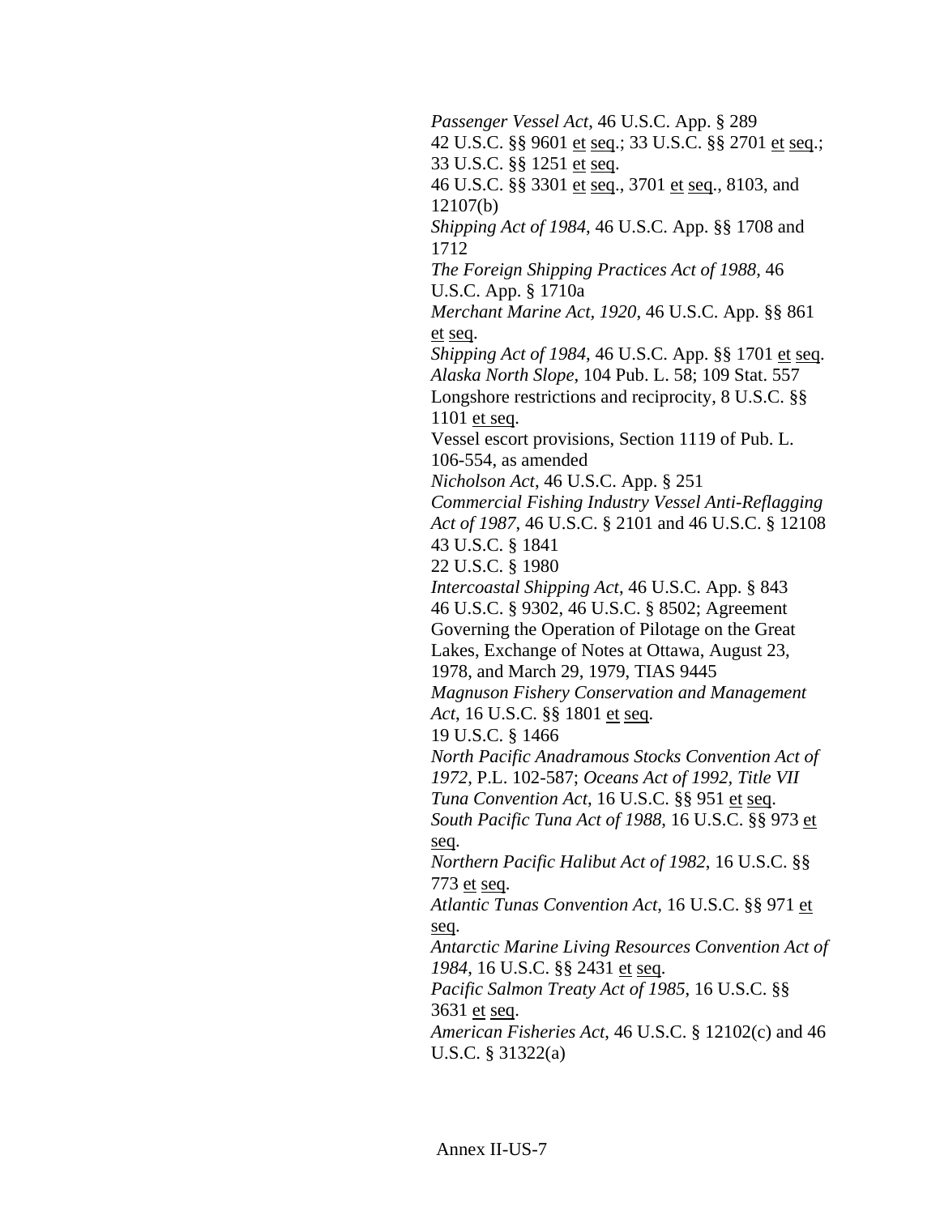*Passenger Vessel Act*, 46 U.S.C. App. § 289
42 U.S.C. §§ 9601 et seq.; 33 U.S.C. §§ 2701 et seq.; 33 U.S.C. §§ 1251 et seq.
46 U.S.C. §§ 3301 et seq., 3701 et seq., 8103, and 12107(b)
*Shipping Act of 1984*, 46 U.S.C. App. §§ 1708 and 1712
*The Foreign Shipping Practices Act of 1988*, 46 U.S.C. App. § 1710a
*Merchant Marine Act, 1920*, 46 U.S.C. App. §§ 861 et seq.
*Shipping Act of 1984*, 46 U.S.C. App. §§ 1701 et seq.
*Alaska North Slope*, 104 Pub. L. 58; 109 Stat. 557
Longshore restrictions and reciprocity, 8 U.S.C. §§ 1101 et seq.
Vessel escort provisions, Section 1119 of Pub. L. 106-554, as amended
*Nicholson Act*, 46 U.S.C. App. § 251
*Commercial Fishing Industry Vessel Anti-Reflagging Act of 1987*, 46 U.S.C. § 2101 and 46 U.S.C. § 12108
43 U.S.C. § 1841
22 U.S.C. § 1980
*Intercoastal Shipping Act*, 46 U.S.C. App. § 843
46 U.S.C. § 9302, 46 U.S.C. § 8502; Agreement Governing the Operation of Pilotage on the Great Lakes, Exchange of Notes at Ottawa, August 23, 1978, and March 29, 1979, TIAS 9445
*Magnuson Fishery Conservation and Management Act*, 16 U.S.C. §§ 1801 et seq.
19 U.S.C. § 1466
*North Pacific Anadramous Stocks Convention Act of 1972*, P.L. 102-587; *Oceans Act of 1992, Title VII*
*Tuna Convention Act*, 16 U.S.C. §§ 951 et seq.
*South Pacific Tuna Act of 1988*, 16 U.S.C. §§ 973 et seq.
*Northern Pacific Halibut Act of 1982*, 16 U.S.C. §§ 773 et seq.
*Atlantic Tunas Convention Act*, 16 U.S.C. §§ 971 et seq.
*Antarctic Marine Living Resources Convention Act of 1984*, 16 U.S.C. §§ 2431 et seq.
*Pacific Salmon Treaty Act of 1985*, 16 U.S.C. §§ 3631 et seq.
*American Fisheries Act*, 46 U.S.C. § 12102(c) and 46 U.S.C. § 31322(a)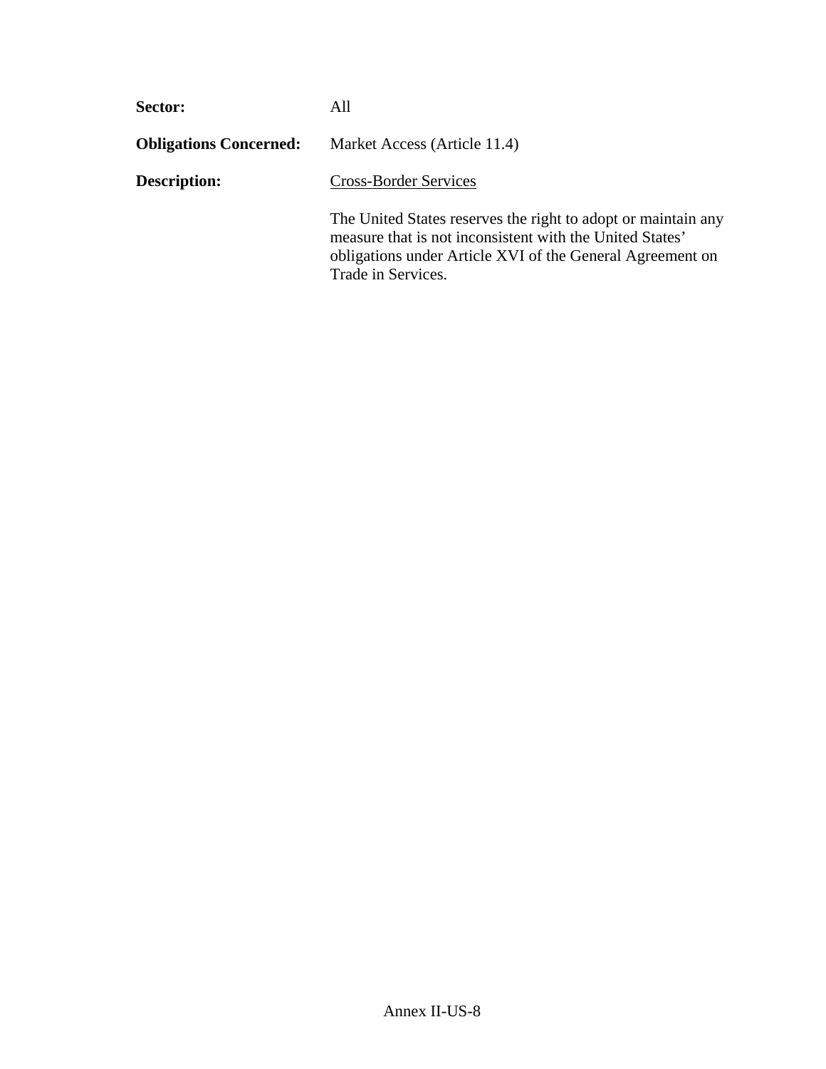**Sector:** All

**Obligations Concerned:** Market Access (Article 11.4)

**Description:** Cross-Border Services

The United States reserves the right to adopt or maintain any measure that is not inconsistent with the United States' obligations under Article XVI of the General Agreement on Trade in Services.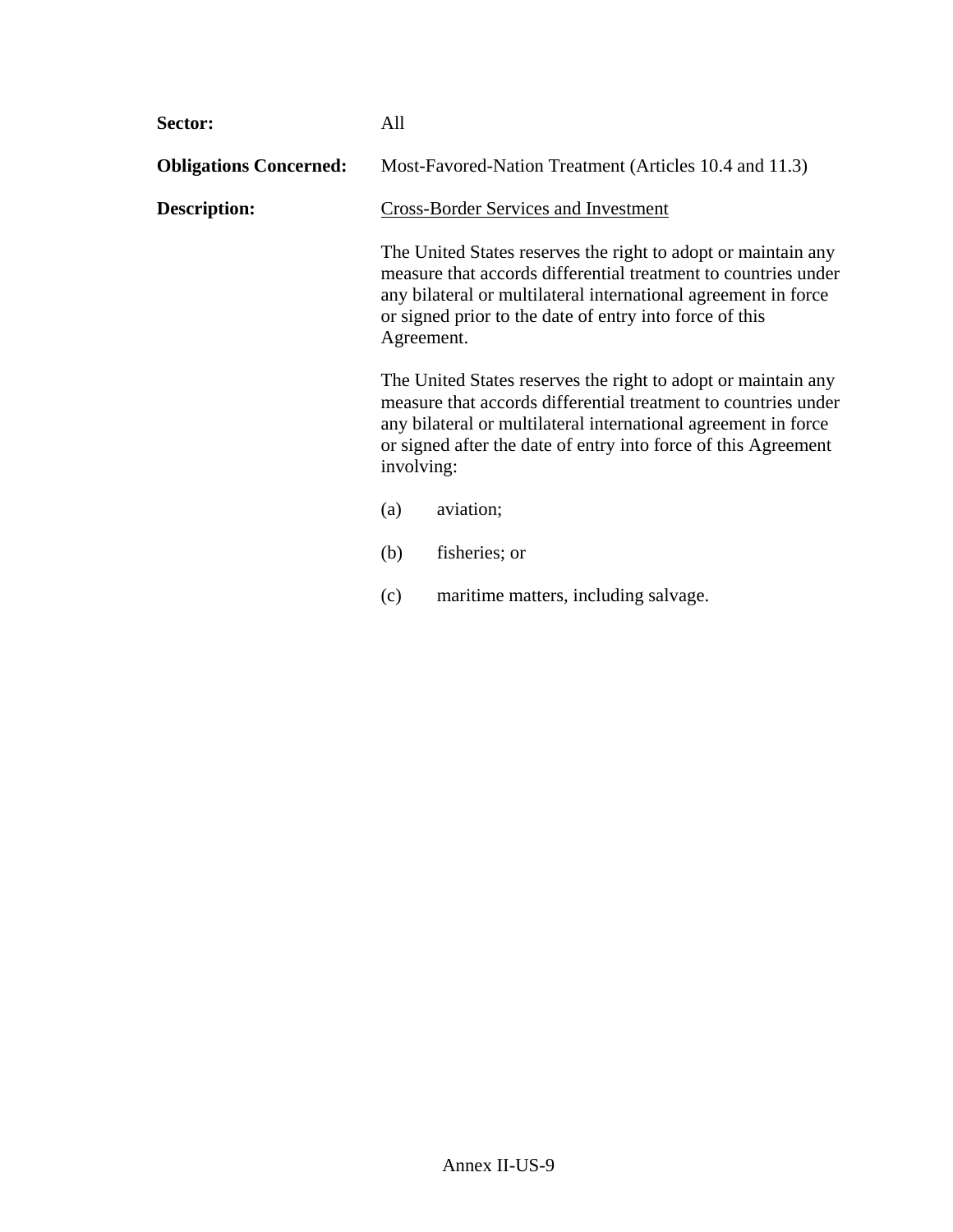**Sector:** All

**Obligations Concerned:** Most-Favored-Nation Treatment (Articles 10.4 and 11.3)

**Description:** Cross-Border Services and Investment

The United States reserves the right to adopt or maintain any measure that accords differential treatment to countries under any bilateral or multilateral international agreement in force or signed prior to the date of entry into force of this Agreement.

The United States reserves the right to adopt or maintain any measure that accords differential treatment to countries under any bilateral or multilateral international agreement in force or signed after the date of entry into force of this Agreement involving:

(a) aviation;

(b) fisheries; or

(c) maritime matters, including salvage.